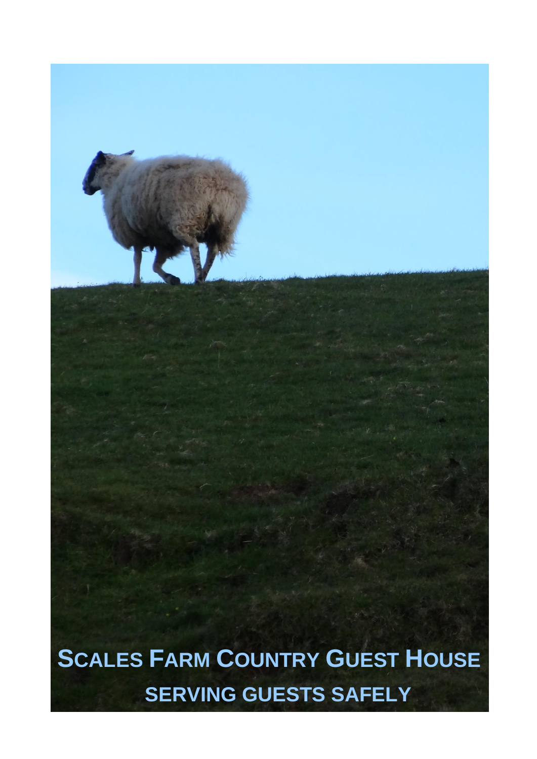# Scales Farm Country Guest House

## SERVING GUESTS SAFELY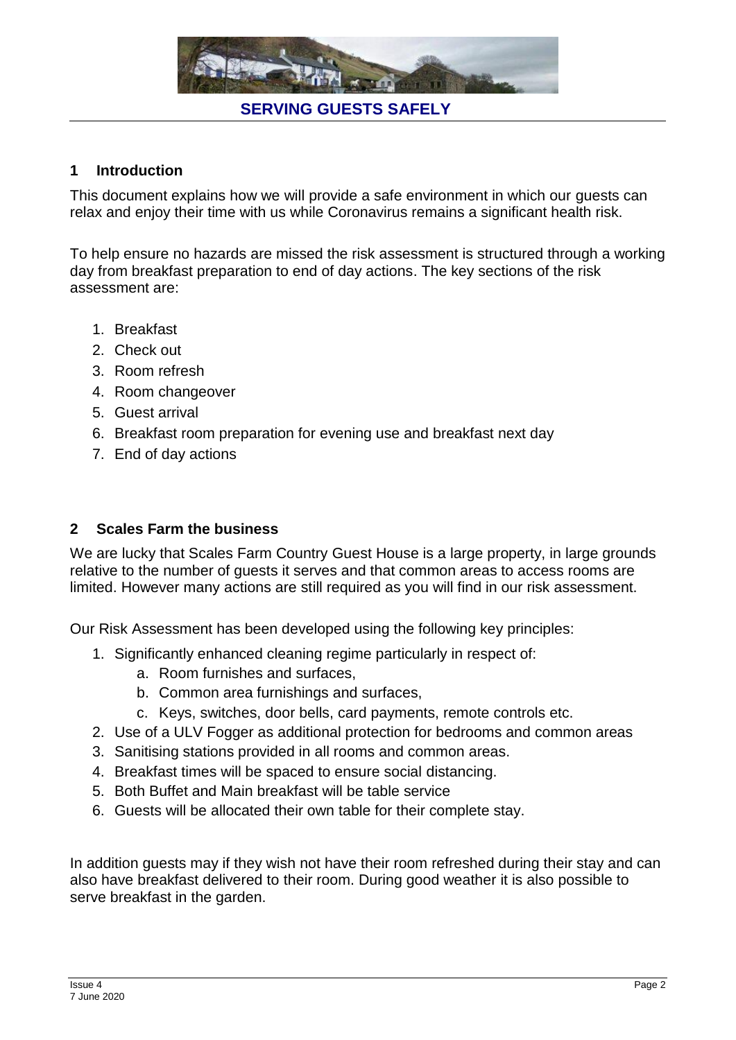# SERVING GUESTS SAFELY

## 1 Introduction

This document explains how we will provide a safe environment in which our guests can relax and enjoy their time with us while Coronavirus remains a significant health risk.

To help ensure no hazards are missed the risk assessment is structured through a working day from breakfast preparation to end of day actions. The key sections of the risk assessment are:

1. Breakfast
2. Check out
3. Room refresh
4. Room changeover
5. Guest arrival
6. Breakfast room preparation for evening use and breakfast next day
7. End of day actions

## 2 Scales Farm the business

We are lucky that Scales Farm Country Guest House is a large property, in large grounds relative to the number of guests it serves and that common areas to access rooms are limited. However many actions are still required as you will find in our risk assessment.

Our Risk Assessment has been developed using the following key principles:

1. Significantly enhanced cleaning regime particularly in respect of:
    a. Room furnishes and surfaces,
    b. Common area furnishings and surfaces,
    c. Keys, switches, door bells, card payments, remote controls etc.
2. Use of a ULV Fogger as additional protection for bedrooms and common areas
3. Sanitising stations provided in all rooms and common areas.
4. Breakfast times will be spaced to ensure social distancing.
5. Both Buffet and Main breakfast will be table service
6. Guests will be allocated their own table for their complete stay.

In addition guests may if they wish not have their room refreshed during their stay and can also have breakfast delivered to their room. During good weather it is also possible to serve breakfast in the garden.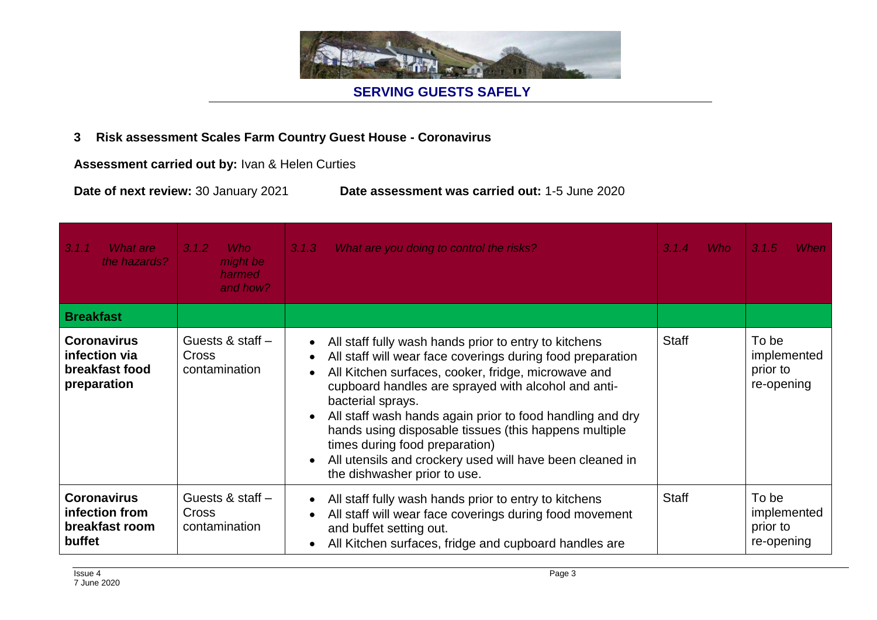**SERVING GUESTS SAFELY**

## 3 Risk assessment Scales Farm Country Guest House - Coronavirus

**Assessment carried out by:** Ivan & Helen Curties

**Date of next review:** 30 January 2021 **Date assessment was carried out:** 1-5 June 2020

| *3.1.1 What are the hazards?* | *3.1.2 Who might be harmed and how?* | *3.1.3 What are you doing to control the risks?* | *3.1.4 Who* | *3.1.5 When* |
|---|---|---|---|---|
| **Breakfast** | | | | |
| **Coronavirus infection via breakfast food preparation** | Guests & staff – Cross contamination | • All staff fully wash hands prior to entry to kitchens<br>• All staff will wear face coverings during food preparation<br>• All Kitchen surfaces, cooker, fridge, microwave and cupboard handles are sprayed with alcohol and anti-bacterial sprays.<br>• All staff wash hands again prior to food handling and dry hands using disposable tissues (this happens multiple times during food preparation)<br>• All utensils and crockery used will have been cleaned in the dishwasher prior to use. | Staff | To be implemented prior to re-opening |
| **Coronavirus infection from breakfast room buffet** | Guests & staff – Cross contamination | • All staff fully wash hands prior to entry to kitchens<br>• All staff will wear face coverings during food movement and buffet setting out.<br>• All Kitchen surfaces, fridge and cupboard handles are | Staff | To be implemented prior to re-opening |

Issue 4
7 June 2020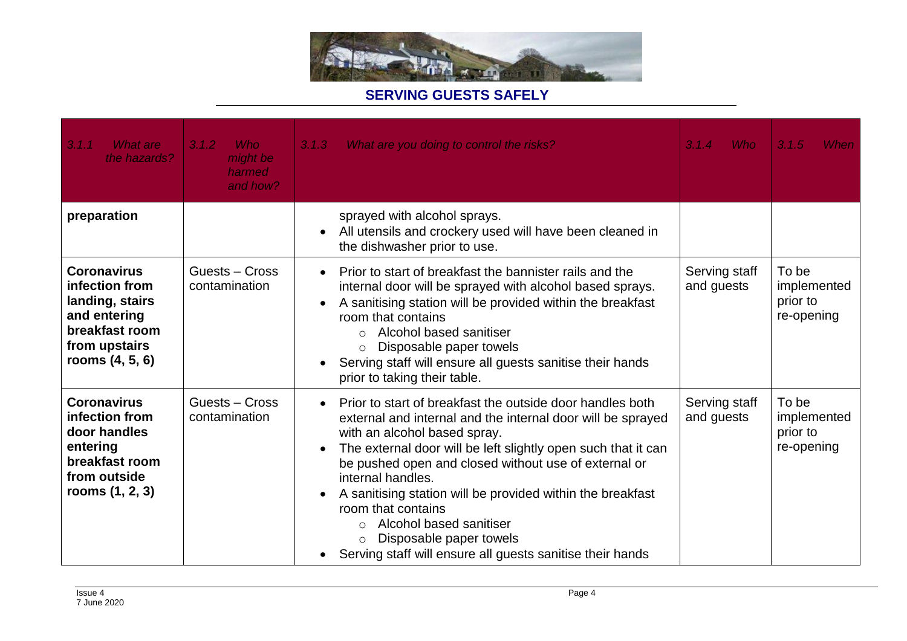## SERVING GUESTS SAFELY

| *3.1.1 What are the hazards?* | *3.1.2 Who might be harmed and how?* | *3.1.3 What are you doing to control the risks?* | *3.1.4 Who* | *3.1.5 When* |
|---|---|---|---|---|
| **preparation** | | sprayed with alcohol sprays.<br>• All utensils and crockery used will have been cleaned in the dishwasher prior to use. | | |
| **Coronavirus infection from landing, stairs and entering breakfast room from upstairs rooms (4, 5, 6)** | Guests – Cross contamination | • Prior to start of breakfast the bannister rails and the internal door will be sprayed with alcohol based sprays.<br>• A sanitising station will be provided within the breakfast room that contains<br>  ○ Alcohol based sanitiser<br>  ○ Disposable paper towels<br>• Serving staff will ensure all guests sanitise their hands prior to taking their table. | Serving staff and guests | To be implemented prior to re-opening |
| **Coronavirus infection from door handles entering breakfast room from outside rooms (1, 2, 3)** | Guests – Cross contamination | • Prior to start of breakfast the outside door handles both external and internal and the internal door will be sprayed with an alcohol based spray.<br>• The external door will be left slightly open such that it can be pushed open and closed without use of external or internal handles.<br>• A sanitising station will be provided within the breakfast room that contains<br>  ○ Alcohol based sanitiser<br>  ○ Disposable paper towels<br>• Serving staff will ensure all guests sanitise their hands | Serving staff and guests | To be implemented prior to re-opening |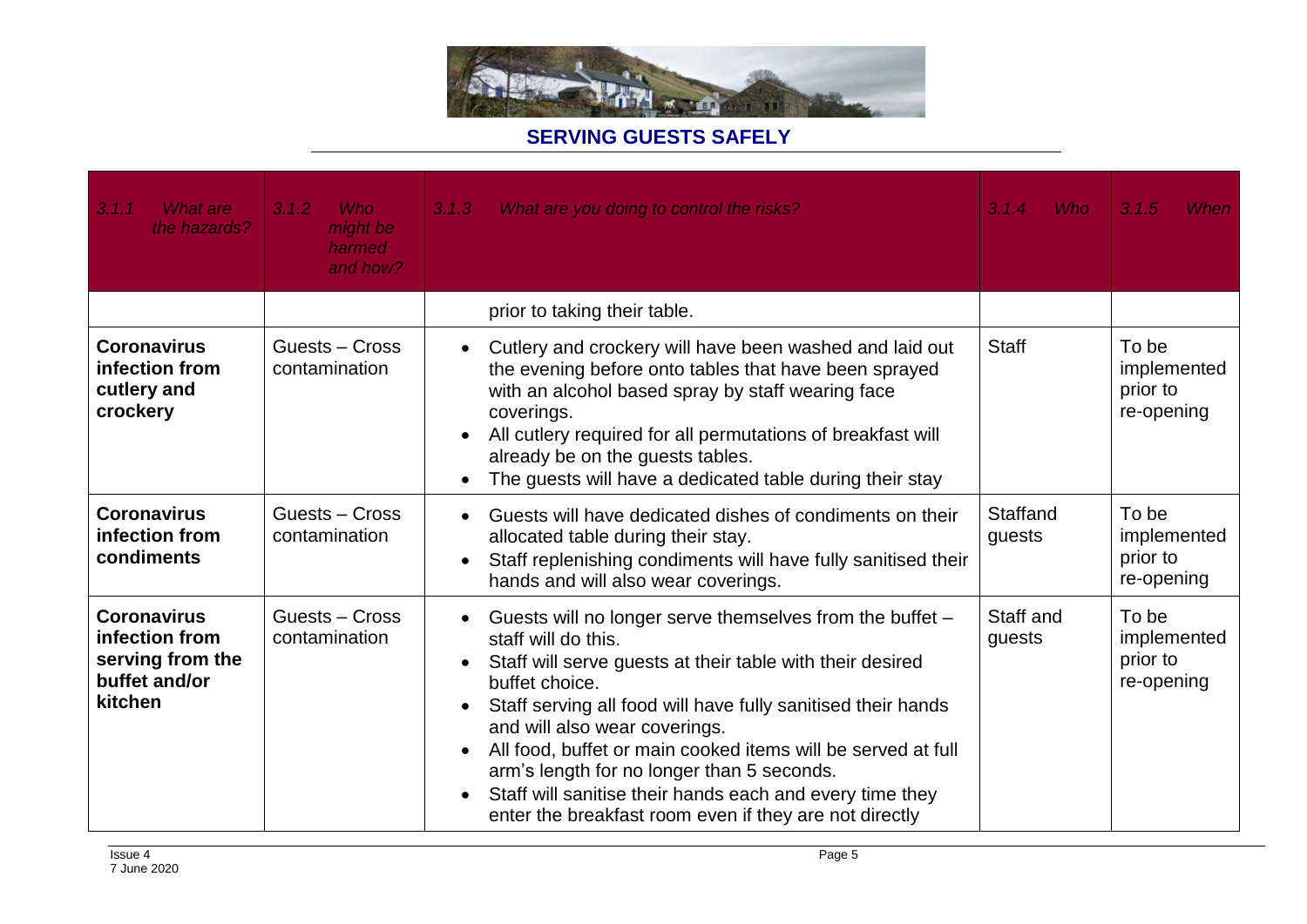## SERVING GUESTS SAFELY

| *3.1.1 What are the hazards?* | *3.1.2 Who might be harmed and how?* | *3.1.3 What are you doing to control the risks?* | *3.1.4 Who* | *3.1.5 When* |
|---|---|---|---|---|
| | | prior to taking their table. | | |
| **Coronavirus infection from cutlery and crockery** | Guests – Cross contamination | • Cutlery and crockery will have been washed and laid out the evening before onto tables that have been sprayed with an alcohol based spray by staff wearing face coverings.<br>• All cutlery required for all permutations of breakfast will already be on the guests tables.<br>• The guests will have a dedicated table during their stay | Staff | To be implemented prior to re-opening |
| **Coronavirus infection from condiments** | Guests – Cross contamination | • Guests will have dedicated dishes of condiments on their allocated table during their stay.<br>• Staff replenishing condiments will have fully sanitised their hands and will also wear coverings. | Staffand guests | To be implemented prior to re-opening |
| **Coronavirus infection from serving from the buffet and/or kitchen** | Guests – Cross contamination | • Guests will no longer serve themselves from the buffet – staff will do this.<br>• Staff will serve guests at their table with their desired buffet choice.<br>• Staff serving all food will have fully sanitised their hands and will also wear coverings.<br>• All food, buffet or main cooked items will be served at full arm's length for no longer than 5 seconds.<br>• Staff will sanitise their hands each and every time they enter the breakfast room even if they are not directly | Staff and guests | To be implemented prior to re-opening |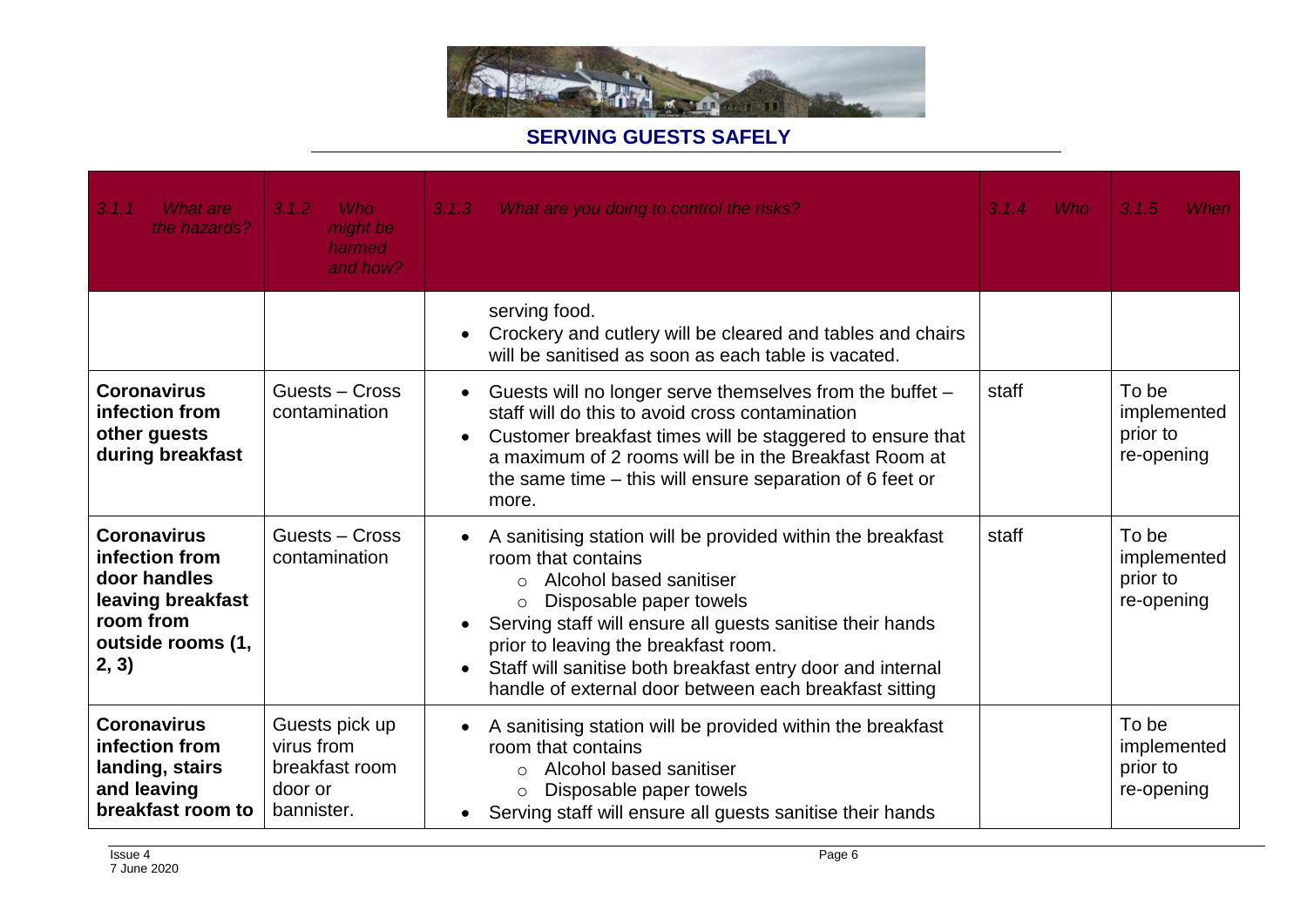## SERVING GUESTS SAFELY

| 3.1.1 What are the hazards? | 3.1.2 Who might be harmed and how? | 3.1.3 What are you doing to control the risks? | 3.1.4 Who | 3.1.5 When |
|---|---|---|---|---|
| | | serving food.<br>• Crockery and cutlery will be cleared and tables and chairs will be sanitised as soon as each table is vacated. | | |
| **Coronavirus infection from other guests during breakfast** | Guests – Cross contamination | • Guests will no longer serve themselves from the buffet – staff will do this to avoid cross contamination<br>• Customer breakfast times will be staggered to ensure that a maximum of 2 rooms will be in the Breakfast Room at the same time – this will ensure separation of 6 feet or more. | staff | To be implemented prior to re-opening |
| **Coronavirus infection from door handles leaving breakfast room from outside rooms (1, 2, 3)** | Guests – Cross contamination | • A sanitising station will be provided within the breakfast room that contains<br>&nbsp;&nbsp;○ Alcohol based sanitiser<br>&nbsp;&nbsp;○ Disposable paper towels<br>• Serving staff will ensure all guests sanitise their hands prior to leaving the breakfast room.<br>• Staff will sanitise both breakfast entry door and internal handle of external door between each breakfast sitting | staff | To be implemented prior to re-opening |
| **Coronavirus infection from landing, stairs and leaving breakfast room to** | Guests pick up virus from breakfast room door or bannister. | • A sanitising station will be provided within the breakfast room that contains<br>&nbsp;&nbsp;○ Alcohol based sanitiser<br>&nbsp;&nbsp;○ Disposable paper towels<br>• Serving staff will ensure all guests sanitise their hands | | To be implemented prior to re-opening |

Issue 4
7 June 2020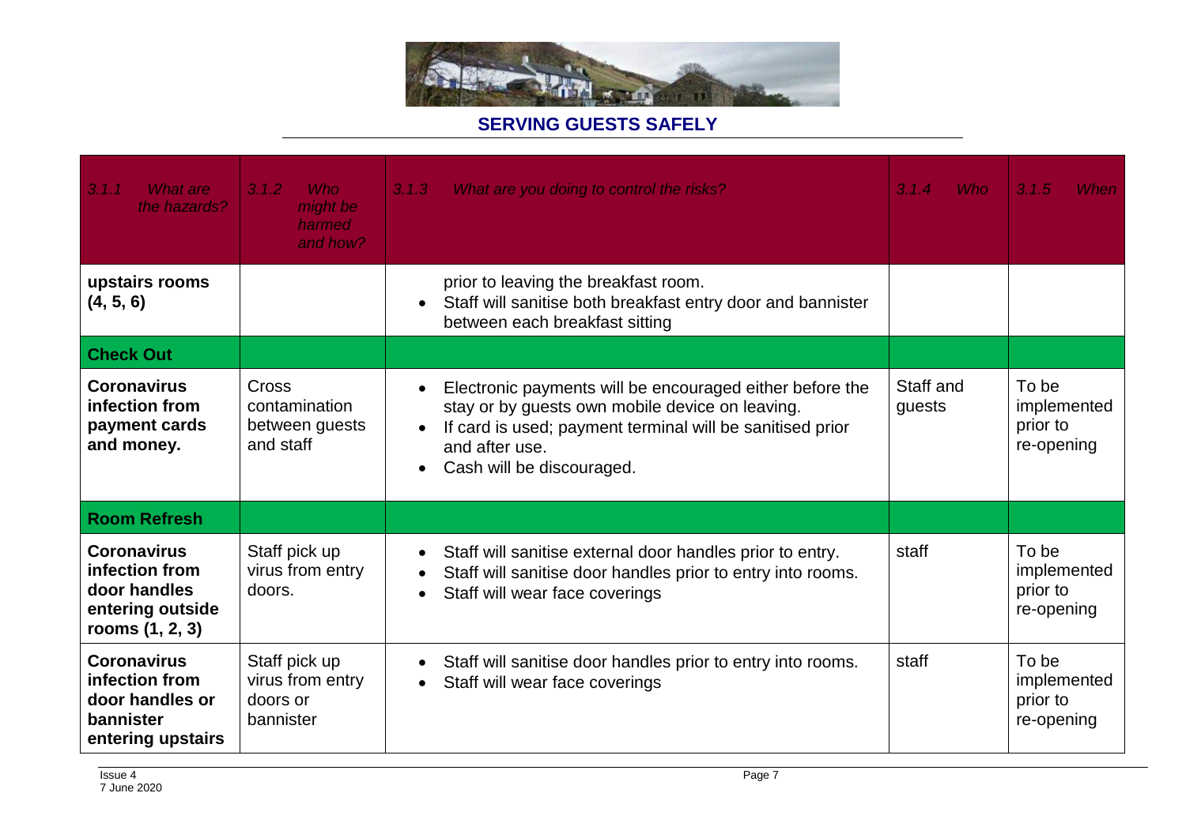## SERVING GUESTS SAFELY

| 3.1.1 What are the hazards? | 3.1.2 Who might be harmed and how? | 3.1.3 What are you doing to control the risks? | 3.1.4 Who | 3.1.5 When |
|---|---|---|---|---|
| **upstairs rooms (4, 5, 6)** | | prior to leaving the breakfast room.<br>• Staff will sanitise both breakfast entry door and bannister between each breakfast sitting | | |
| **Check Out** | | | | |
| **Coronavirus infection from payment cards and money.** | Cross contamination between guests and staff | • Electronic payments will be encouraged either before the stay or by guests own mobile device on leaving.<br>• If card is used; payment terminal will be sanitised prior and after use.<br>• Cash will be discouraged. | Staff and guests | To be implemented prior to re-opening |
| **Room Refresh** | | | | |
| **Coronavirus infection from door handles entering outside rooms (1, 2, 3)** | Staff pick up virus from entry doors. | • Staff will sanitise external door handles prior to entry.<br>• Staff will sanitise door handles prior to entry into rooms.<br>• Staff will wear face coverings | staff | To be implemented prior to re-opening |
| **Coronavirus infection from door handles or bannister entering upstairs** | Staff pick up virus from entry doors or bannister | • Staff will sanitise door handles prior to entry into rooms.<br>• Staff will wear face coverings | staff | To be implemented prior to re-opening |

Issue 4
7 June 2020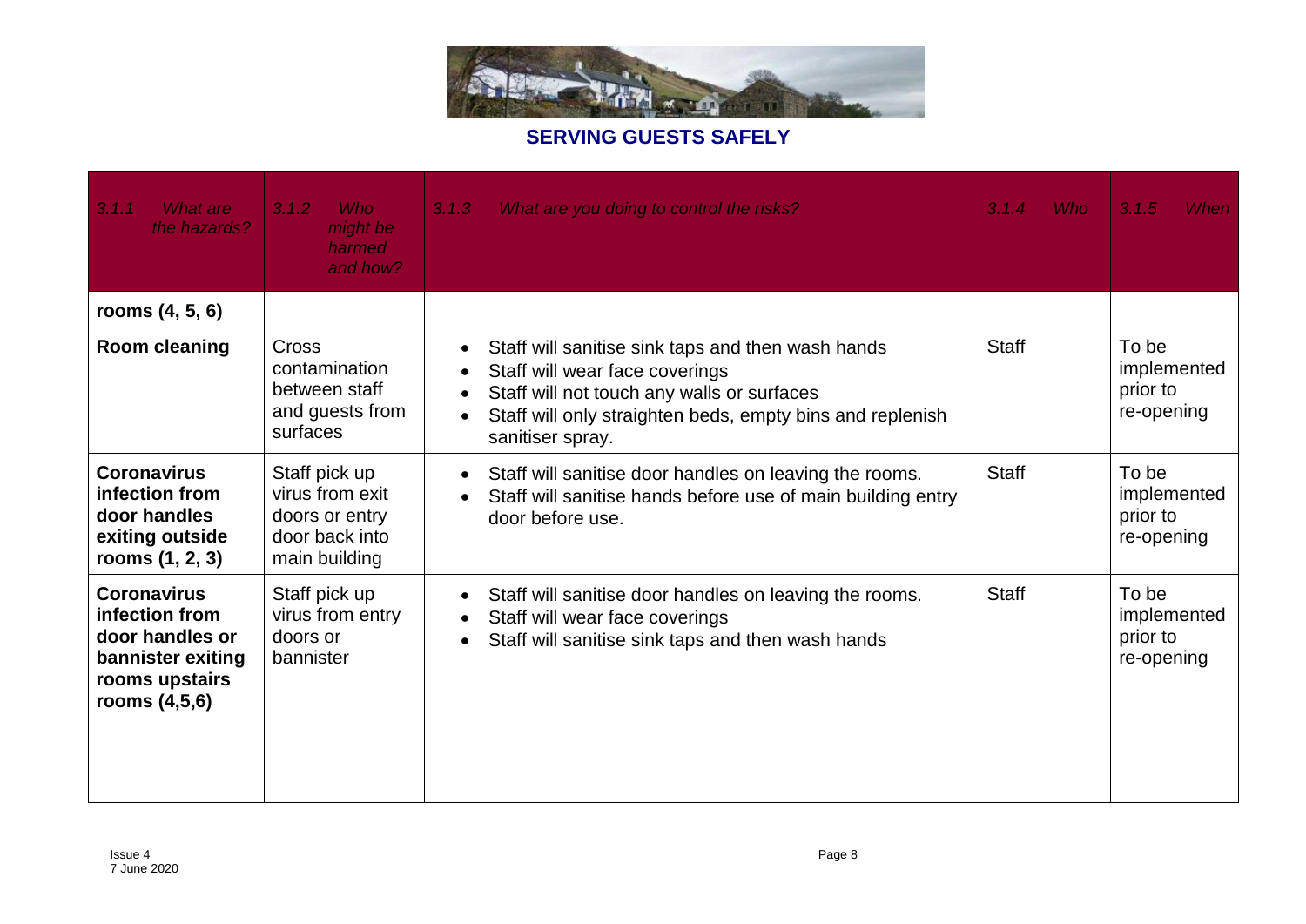## SERVING GUESTS SAFELY

| *3.1.1 What are the hazards?* | *3.1.2 Who might be harmed and how?* | *3.1.3 What are you doing to control the risks?* | *3.1.4 Who* | *3.1.5 When* |
|---|---|---|---|---|
| **rooms (4, 5, 6)** | | | | |
| **Room cleaning** | Cross contamination between staff and guests from surfaces | • Staff will sanitise sink taps and then wash hands<br>• Staff will wear face coverings<br>• Staff will not touch any walls or surfaces<br>• Staff will only straighten beds, empty bins and replenish sanitiser spray. | Staff | To be implemented prior to re-opening |
| **Coronavirus infection from door handles exiting outside rooms (1, 2, 3)** | Staff pick up virus from exit doors or entry door back into main building | • Staff will sanitise door handles on leaving the rooms.<br>• Staff will sanitise hands before use of main building entry door before use. | Staff | To be implemented prior to re-opening |
| **Coronavirus infection from door handles or bannister exiting rooms upstairs rooms (4,5,6)** | Staff pick up virus from entry doors or bannister | • Staff will sanitise door handles on leaving the rooms.<br>• Staff will wear face coverings<br>• Staff will sanitise sink taps and then wash hands | Staff | To be implemented prior to re-opening |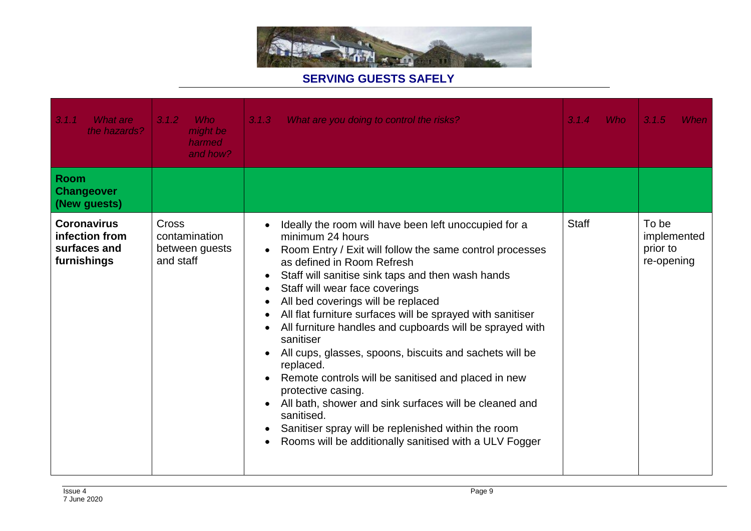## SERVING GUESTS SAFELY

| *3.1.1 What are the hazards?* | *3.1.2 Who might be harmed and how?* | *3.1.3 What are you doing to control the risks?* | *3.1.4 Who* | *3.1.5 When* |
|---|---|---|---|---|
| **Room Changeover (New guests)** | | | | |
| **Coronavirus infection from surfaces and furnishings** | Cross contamination between guests and staff | • Ideally the room will have been left unoccupied for a minimum 24 hours<br>• Room Entry / Exit will follow the same control processes as defined in Room Refresh<br>• Staff will sanitise sink taps and then wash hands<br>• Staff will wear face coverings<br>• All bed coverings will be replaced<br>• All flat furniture surfaces will be sprayed with sanitiser<br>• All furniture handles and cupboards will be sprayed with sanitiser<br>• All cups, glasses, spoons, biscuits and sachets will be replaced.<br>• Remote controls will be sanitised and placed in new protective casing.<br>• All bath, shower and sink surfaces will be cleaned and sanitised.<br>• Sanitiser spray will be replenished within the room<br>• Rooms will be additionally sanitised with a ULV Fogger | Staff | To be implemented prior to re-opening |

Issue 4
7 June 2020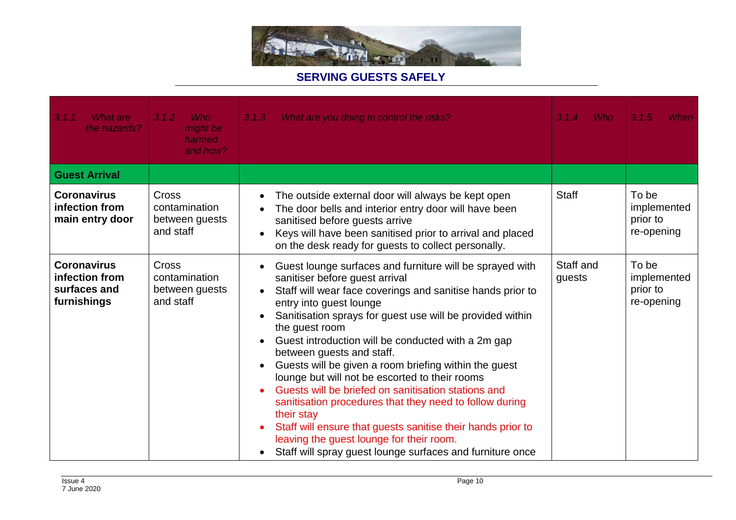## SERVING GUESTS SAFELY

| *3.1.1 What are the hazards?* | *3.1.2 Who might be harmed and how?* | *3.1.3 What are you doing to control the risks?* | *3.1.4 Who* | *3.1.5 When* |
|---|---|---|---|---|
| **Guest Arrival** | | | | |
| **Coronavirus infection from main entry door** | Cross contamination between guests and staff | • The outside external door will always be kept open<br>• The door bells and interior entry door will have been sanitised before guests arrive<br>• Keys will have been sanitised prior to arrival and placed on the desk ready for guests to collect personally. | Staff | To be implemented prior to re-opening |
| **Coronavirus infection from surfaces and furnishings** | Cross contamination between guests and staff | • Guest lounge surfaces and furniture will be sprayed with sanitiser before guest arrival<br>• Staff will wear face coverings and sanitise hands prior to entry into guest lounge<br>• Sanitisation sprays for guest use will be provided within the guest room<br>• Guest introduction will be conducted with a 2m gap between guests and staff.<br>• Guests will be given a room briefing within the guest lounge but will not be escorted to their rooms<br>• Guests will be briefed on sanitisation stations and sanitisation procedures that they need to follow during their stay<br>• Staff will ensure that guests sanitise their hands prior to leaving the guest lounge for their room.<br>• Staff will spray guest lounge surfaces and furniture once | Staff and guests | To be implemented prior to re-opening |

Issue 4
7 June 2020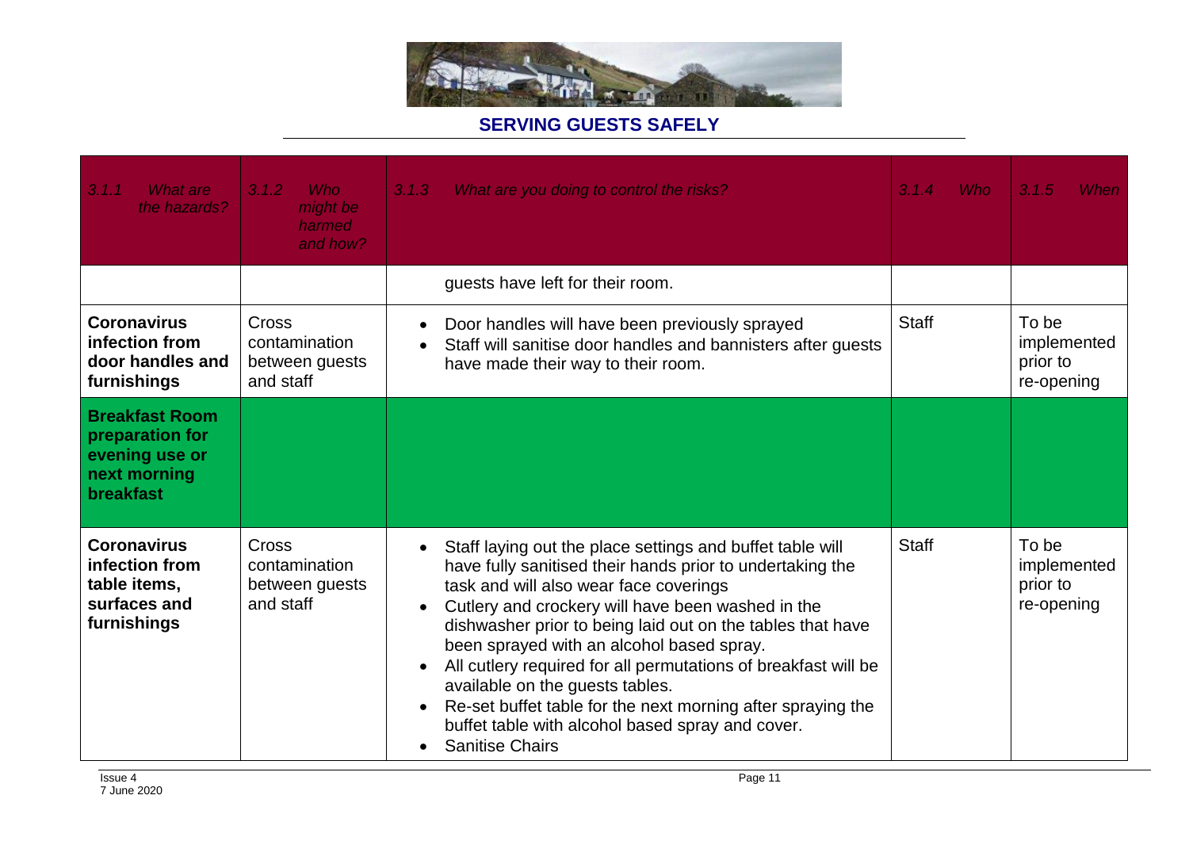## SERVING GUESTS SAFELY

| *3.1.1 What are the hazards?* | *3.1.2 Who might be harmed and how?* | *3.1.3 What are you doing to control the risks?* | *3.1.4 Who* | *3.1.5 When* |
|---|---|---|---|---|
| | | guests have left for their room. | | |
| **Coronavirus infection from door handles and furnishings** | Cross contamination between guests and staff | • Door handles will have been previously sprayed<br>• Staff will sanitise door handles and bannisters after guests have made their way to their room. | Staff | To be implemented prior to re-opening |
| **Breakfast Room preparation for evening use or next morning breakfast** | | | | |
| **Coronavirus infection from table items, surfaces and furnishings** | Cross contamination between guests and staff | • Staff laying out the place settings and buffet table will have fully sanitised their hands prior to undertaking the task and will also wear face coverings<br>• Cutlery and crockery will have been washed in the dishwasher prior to being laid out on the tables that have been sprayed with an alcohol based spray.<br>• All cutlery required for all permutations of breakfast will be available on the guests tables.<br>• Re-set buffet table for the next morning after spraying the buffet table with alcohol based spray and cover.<br>• Sanitise Chairs | Staff | To be implemented prior to re-opening |

Issue 4
7 June 2020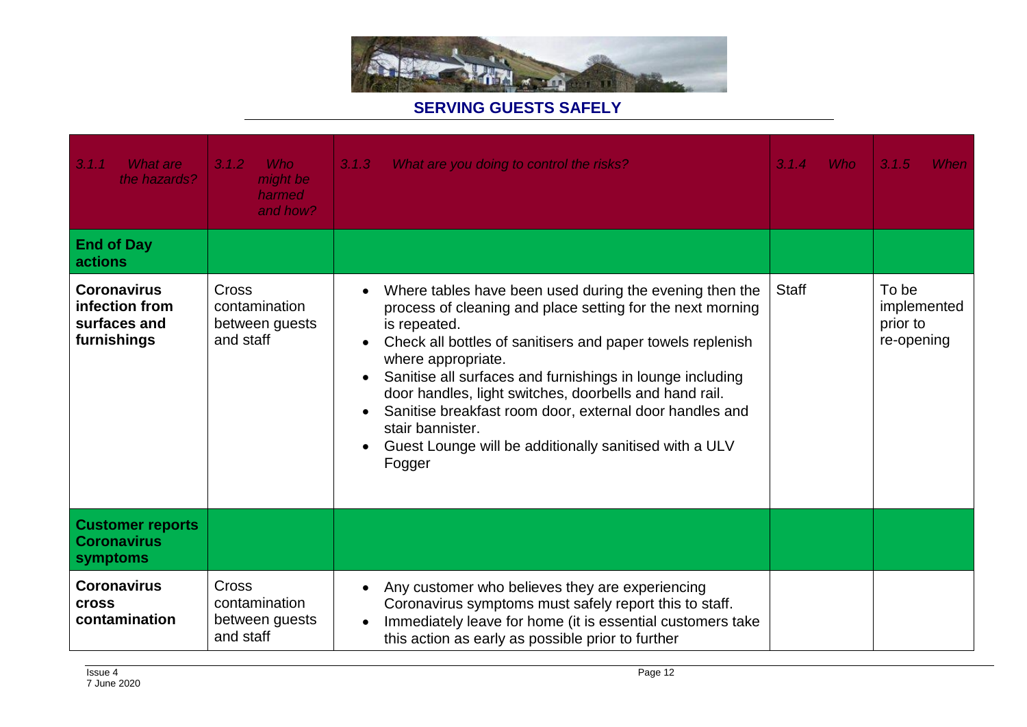## SERVING GUESTS SAFELY

| *3.1.1 What are the hazards?* | *3.1.2 Who might be harmed and how?* | *3.1.3 What are you doing to control the risks?* | *3.1.4 Who* | *3.1.5 When* |
|---|---|---|---|---|
| **End of Day actions** | | | | |
| **Coronavirus infection from surfaces and furnishings** | Cross contamination between guests and staff | • Where tables have been used during the evening then the process of cleaning and place setting for the next morning is repeated.<br>• Check all bottles of sanitisers and paper towels replenish where appropriate.<br>• Sanitise all surfaces and furnishings in lounge including door handles, light switches, doorbells and hand rail.<br>• Sanitise breakfast room door, external door handles and stair bannister.<br>• Guest Lounge will be additionally sanitised with a ULV Fogger | Staff | To be implemented prior to re-opening |
| **Customer reports Coronavirus symptoms** | | | | |
| **Coronavirus cross contamination** | Cross contamination between guests and staff | • Any customer who believes they are experiencing Coronavirus symptoms must safely report this to staff.<br>• Immediately leave for home (it is essential customers take this action as early as possible prior to further | | |

Issue 4
7 June 2020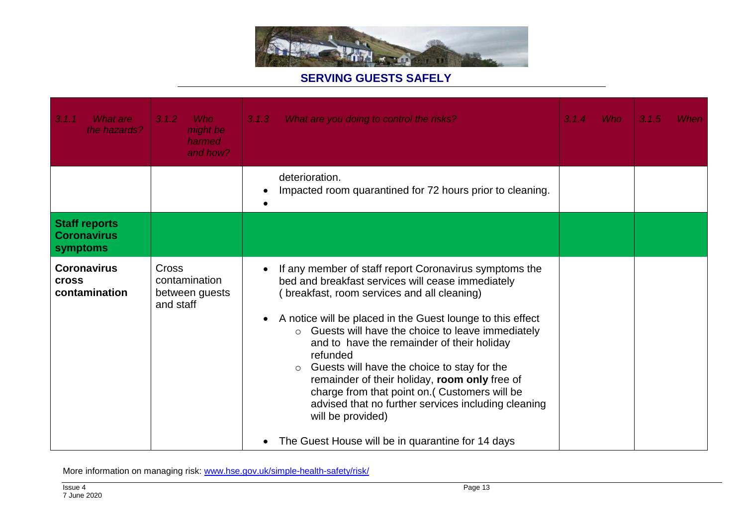## SERVING GUESTS SAFELY

| *3.1.1 What are the hazards?* | *3.1.2 Who might be harmed and how?* | *3.1.3 What are you doing to control the risks?* | *3.1.4 Who* | *3.1.5 When* |
|---|---|---|---|---|
| | | deterioration.<br>• Impacted room quarantined for 72 hours prior to cleaning.<br>• | | |
| **Staff reports Coronavirus symptoms** | | | | |
| **Coronavirus cross contamination** | Cross contamination between guests and staff | • If any member of staff report Coronavirus symptoms the bed and breakfast services will cease immediately ( breakfast, room services and all cleaning)<br>• A notice will be placed in the Guest lounge to this effect<br>&nbsp;&nbsp;&nbsp;&nbsp;○ Guests will have the choice to leave immediately and to have the remainder of their holiday refunded<br>&nbsp;&nbsp;&nbsp;&nbsp;○ Guests will have the choice to stay for the remainder of their holiday, **room only** free of charge from that point on.( Customers will be advised that no further services including cleaning will be provided)<br>• The Guest House will be in quarantine for 14 days | | |

More information on managing risk: [www.hse.gov.uk/simple-health-safety/risk/](http://www.hse.gov.uk/simple-health-safety/risk/)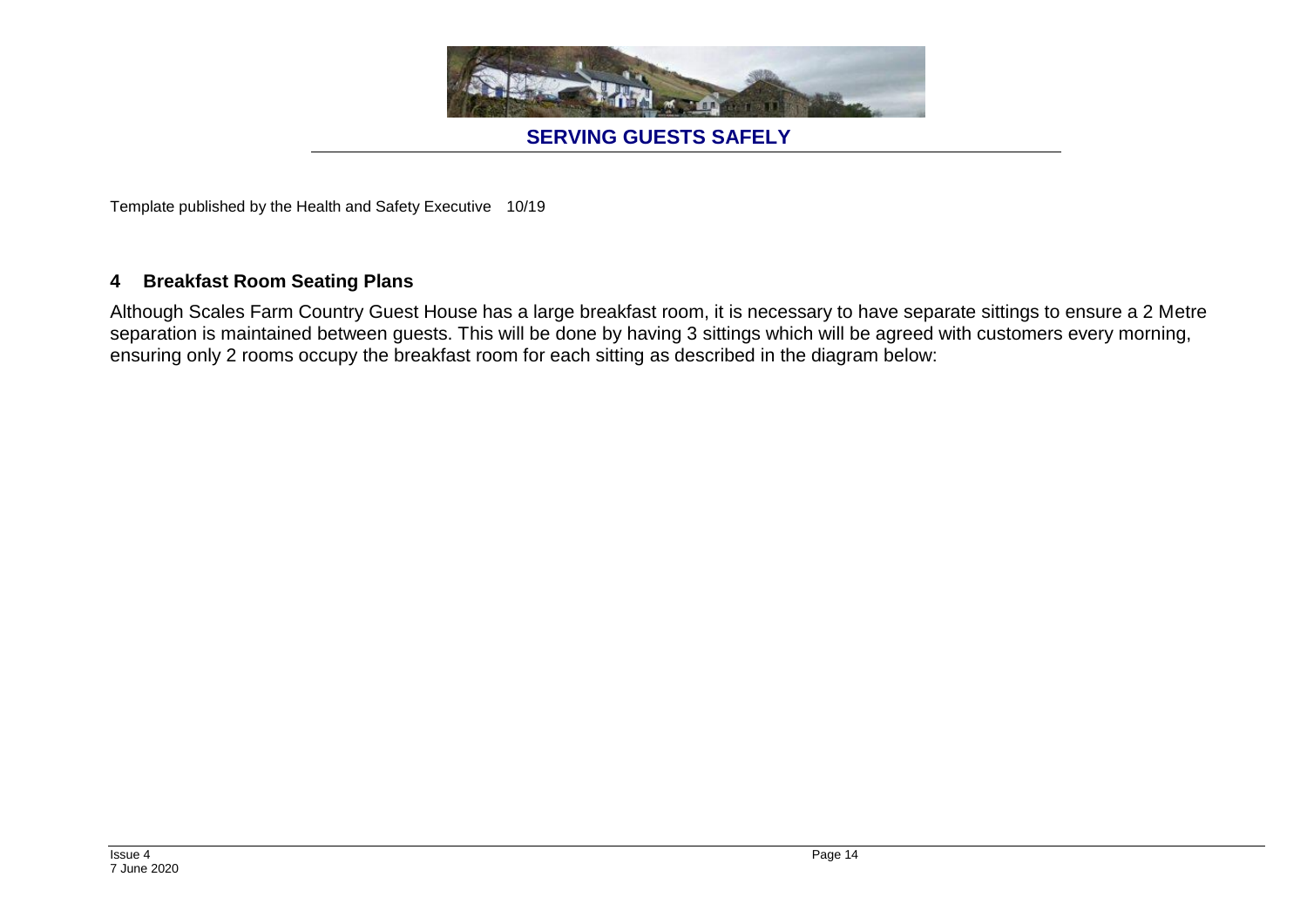Template published by the Health and Safety Executive 10/19

## 4 Breakfast Room Seating Plans

Although Scales Farm Country Guest House has a large breakfast room, it is necessary to have separate sittings to ensure a 2 Metre separation is maintained between guests. This will be done by having 3 sittings which will be agreed with customers every morning, ensuring only 2 rooms occupy the breakfast room for each sitting as described in the diagram below: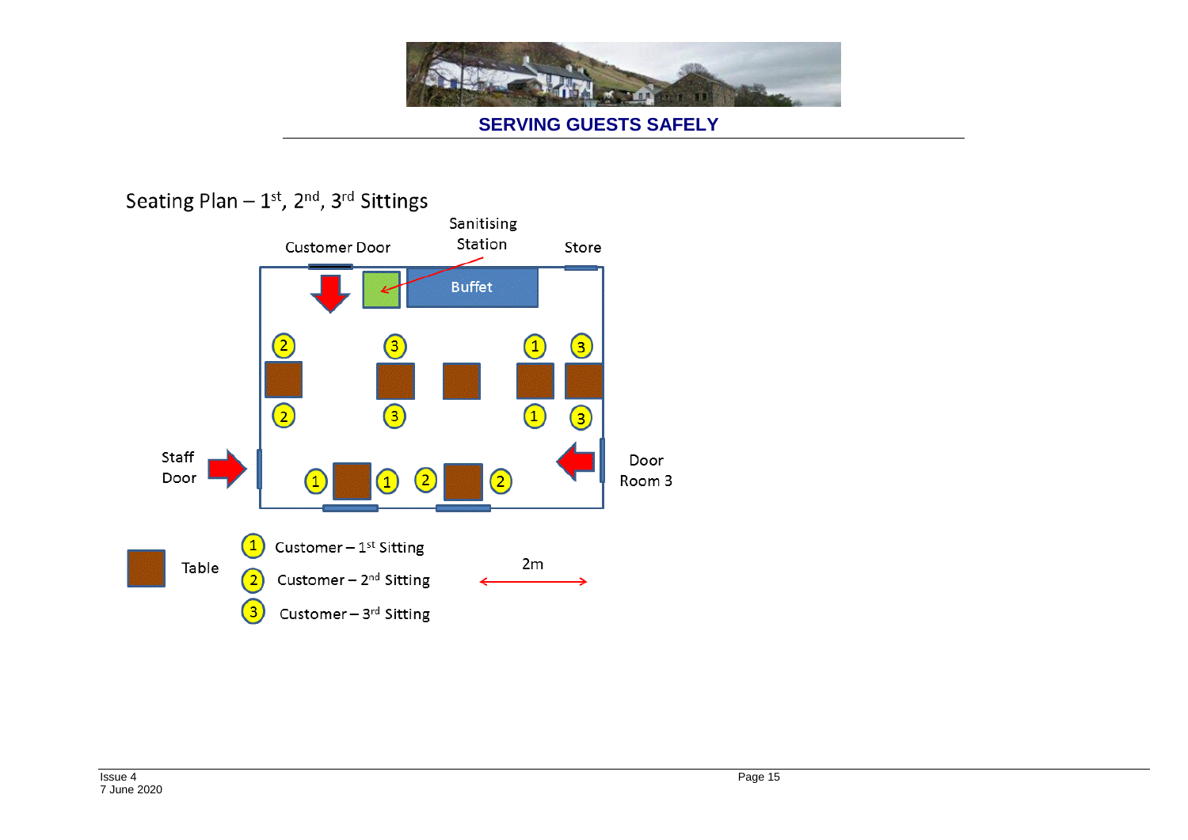# SERVING GUESTS SAFELY

## Seating Plan – 1st, 2nd, 3rd Sittings

Customer Door

Sanitising Station

Store

Buffet

Staff Door

Door Room 3

Table

1 Customer – 1st Sitting

2 Customer – 2nd Sitting

3 Customer – 3rd Sitting

2m

Issue 4
7 June 2020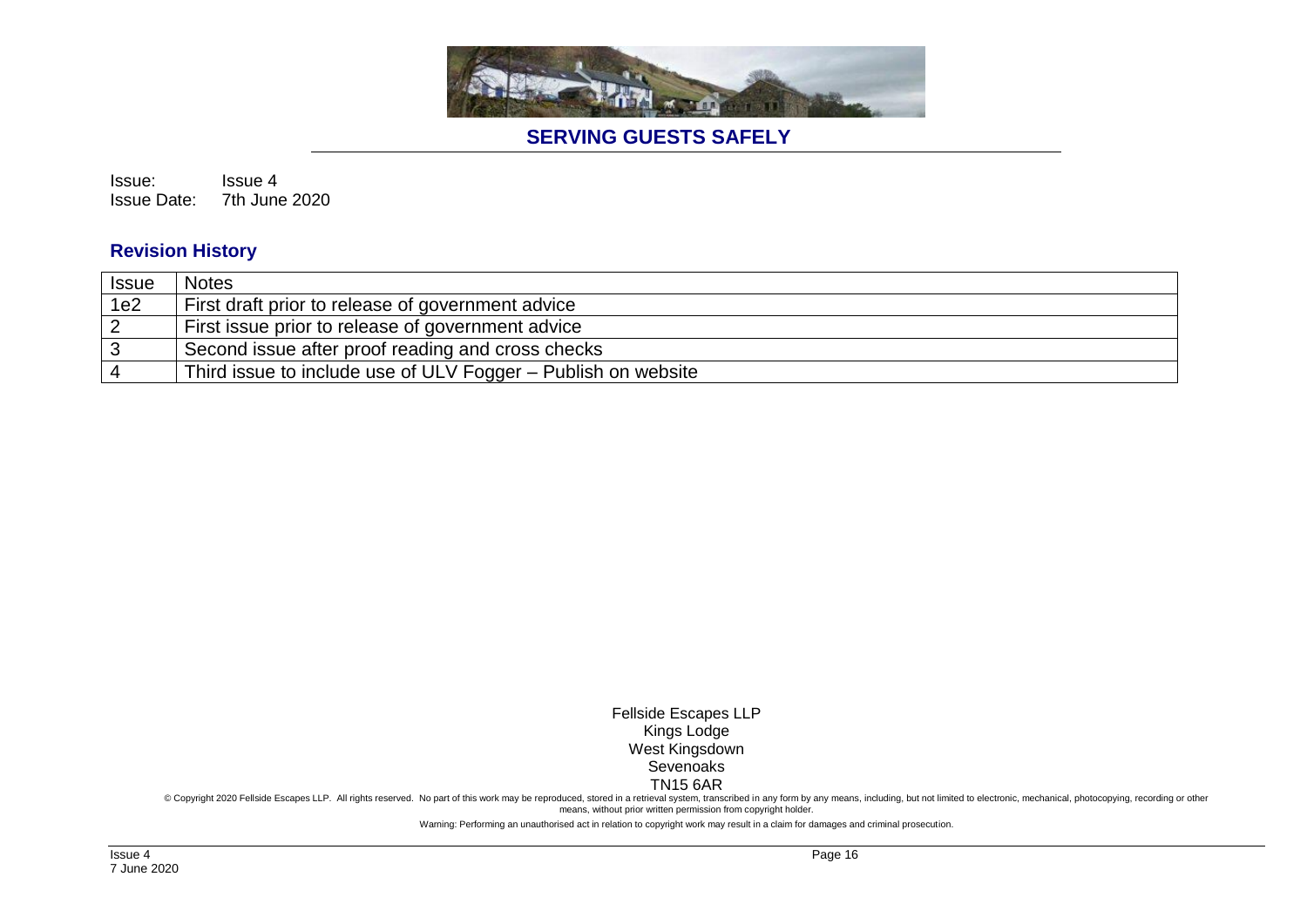## SERVING GUESTS SAFELY

Issue: Issue 4
Issue Date: 7th June 2020

### Revision History

| Issue | Notes |
|---|---|
| 1e2 | First draft prior to release of government advice |
| 2 | First issue prior to release of government advice |
| 3 | Second issue after proof reading and cross checks |
| 4 | Third issue to include use of ULV Fogger – Publish on website |

Fellside Escapes LLP
Kings Lodge
West Kingsdown
Sevenoaks
TN15 6AR

© Copyright 2020 Fellside Escapes LLP. All rights reserved. No part of this work may be reproduced, stored in a retrieval system, transcribed in any form by any means, including, but not limited to electronic, mechanical, photocopying, recording or other means, without prior written permission from copyright holder.

Warning: Performing an unauthorised act in relation to copyright work may result in a claim for damages and criminal prosecution.